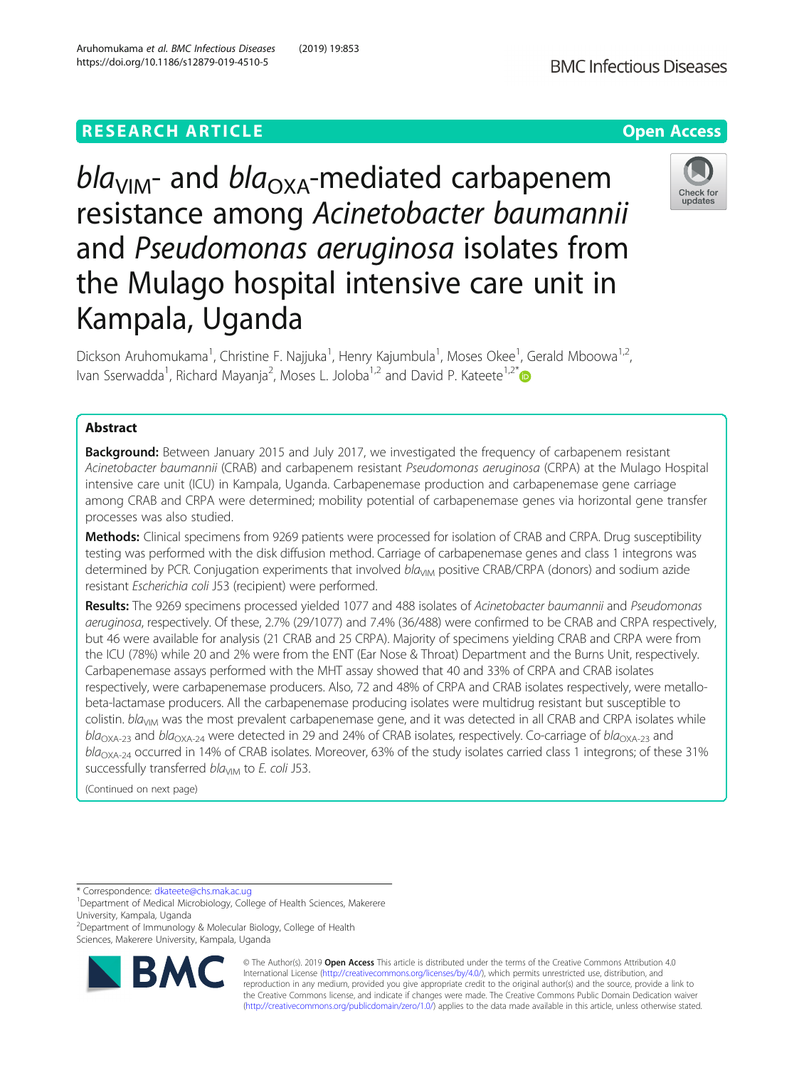RESEARCH ARTICLE

Open Access

# $bla_{VIM}$- and $bla_{OXA}$-mediated carbapenem resistance among *Acinetobacter baumannii* and *Pseudomonas aeruginosa* isolates from the Mulago hospital intensive care unit in Kampala, Uganda

Dickson Aruhomukama[1], Christine F. Najjuka[1], Henry Kajumbula[1], Moses Okee[1], Gerald Mboowa[1,2], Ivan Sserwadda[1], Richard Mayanja[2], Moses L. Joloba[1,2] and David P. Kateete[1,2*]

## Abstract

**Background:** Between January 2015 and July 2017, we investigated the frequency of carbapenem resistant *Acinetobacter baumannii* (CRAB) and carbapenem resistant *Pseudomonas aeruginosa* (CRPA) at the Mulago Hospital intensive care unit (ICU) in Kampala, Uganda. Carbapenemase production and carbapenemase gene carriage among CRAB and CRPA were determined; mobility potential of carbapenemase genes via horizontal gene transfer processes was also studied.

**Methods:** Clinical specimens from 9269 patients were processed for isolation of CRAB and CRPA. Drug susceptibility testing was performed with the disk diffusion method. Carriage of carbapenemase genes and class 1 integrons was determined by PCR. Conjugation experiments that involved $bla_{VIM}$ positive CRAB/CRPA (donors) and sodium azide resistant *Escherichia coli* J53 (recipient) were performed.

**Results:** The 9269 specimens processed yielded 1077 and 488 isolates of *Acinetobacter baumannii* and *Pseudomonas aeruginosa*, respectively. Of these, 2.7% (29/1077) and 7.4% (36/488) were confirmed to be CRAB and CRPA respectively, but 46 were available for analysis (21 CRAB and 25 CRPA). Majority of specimens yielding CRAB and CRPA were from the ICU (78%) while 20 and 2% were from the ENT (Ear Nose & Throat) Department and the Burns Unit, respectively. Carbapenemase assays performed with the MHT assay showed that 40 and 33% of CRPA and CRAB isolates respectively, were carbapenemase producers. Also, 72 and 48% of CRPA and CRAB isolates respectively, were metallo-beta-lactamase producers. All the carbapenemase producing isolates were multidrug resistant but susceptible to colistin. $bla_{VIM}$ was the most prevalent carbapenemase gene, and it was detected in all CRAB and CRPA isolates while $bla_{OXA-23}$ and $bla_{OXA-24}$ were detected in 29 and 24% of CRAB isolates, respectively. Co-carriage of $bla_{OXA-23}$ and $bla_{OXA-24}$ occurred in 14% of CRAB isolates. Moreover, 63% of the study isolates carried class 1 integrons; of these 31% successfully transferred $bla_{VIM}$ to *E. coli* J53.

(Continued on next page)

* Correspondence: dkateete@chs.mak.ac.ug
[1]Department of Medical Microbiology, College of Health Sciences, Makerere University, Kampala, Uganda
[2]Department of Immunology & Molecular Biology, College of Health Sciences, Makerere University, Kampala, Uganda

© The Author(s). 2019 **Open Access** This article is distributed under the terms of the Creative Commons Attribution 4.0 International License (http://creativecommons.org/licenses/by/4.0/), which permits unrestricted use, distribution, and reproduction in any medium, provided you give appropriate credit to the original author(s) and the source, provide a link to the Creative Commons license, and indicate if changes were made. The Creative Commons Public Domain Dedication waiver (http://creativecommons.org/publicdomain/zero/1.0/) applies to the data made available in this article, unless otherwise stated.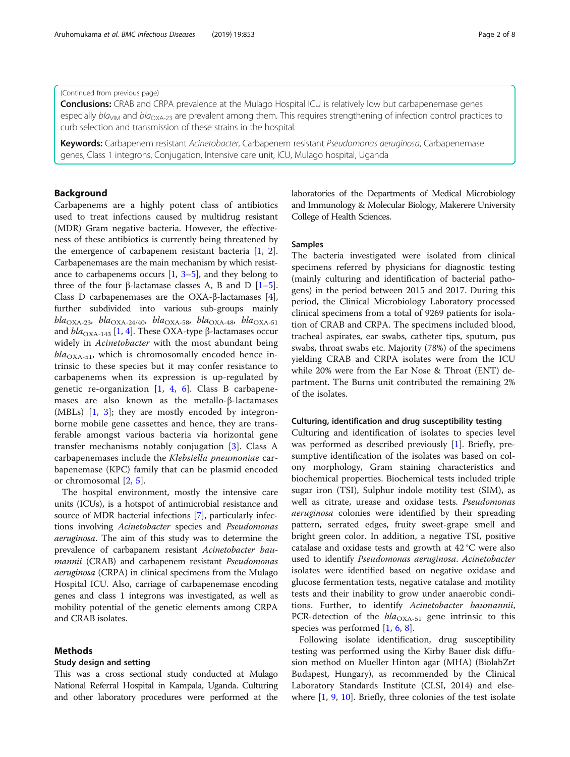(Continued from previous page)

**Conclusions:** CRAB and CRPA prevalence at the Mulago Hospital ICU is relatively low but carbapenemase genes especially $bla_{VIM}$ and $bla_{OXA-23}$ are prevalent among them. This requires strengthening of infection control practices to curb selection and transmission of these strains in the hospital.

**Keywords:** Carbapenem resistant *Acinetobacter*, Carbapenem resistant *Pseudomonas aeruginosa*, Carbapenemase genes, Class 1 integrons, Conjugation, Intensive care unit, ICU, Mulago hospital, Uganda

## Background

Carbapenems are a highly potent class of antibiotics used to treat infections caused by multidrug resistant (MDR) Gram negative bacteria. However, the effectiveness of these antibiotics is currently being threatened by the emergence of carbapenem resistant bacteria [1, 2]. Carbapenemases are the main mechanism by which resistance to carbapenems occurs [1, 3–5], and they belong to three of the four β-lactamase classes A, B and D [1–5]. Class D carbapenemases are the OXA-β-lactamases [4], further subdivided into various sub-groups mainly $bla_{OXA-23}$, $bla_{OXA-24/40}$, $bla_{OXA-58}$, $bla_{OXA-48}$, $bla_{OXA-51}$ and $bla_{OXA-143}$ [1, 4]. These OXA-type β-lactamases occur widely in *Acinetobacter* with the most abundant being $bla_{OXA-51}$, which is chromosomally encoded hence intrinsic to these species but it may confer resistance to carbapenems when its expression is up-regulated by genetic re-organization [1, 4, 6]. Class B carbapenemases are also known as the metallo-β-lactamases (MBLs) [1, 3]; they are mostly encoded by integron-borne mobile gene cassettes and hence, they are transferable amongst various bacteria via horizontal gene transfer mechanisms notably conjugation [3]. Class A carbapenemases include the *Klebsiella pneumoniae* carbapenemase (KPC) family that can be plasmid encoded or chromosomal [2, 5].

The hospital environment, mostly the intensive care units (ICUs), is a hotspot of antimicrobial resistance and source of MDR bacterial infections [7], particularly infections involving *Acinetobacter* species and *Pseudomonas aeruginosa*. The aim of this study was to determine the prevalence of carbapanem resistant *Acinetobacter baumannii* (CRAB) and carbapenem resistant *Pseudomonas aeruginosa* (CRPA) in clinical specimens from the Mulago Hospital ICU. Also, carriage of carbapenemase encoding genes and class 1 integrons was investigated, as well as mobility potential of the genetic elements among CRPA and CRAB isolates.

## Methods

### Study design and setting

This was a cross sectional study conducted at Mulago National Referral Hospital in Kampala, Uganda. Culturing and other laboratory procedures were performed at the laboratories of the Departments of Medical Microbiology and Immunology & Molecular Biology, Makerere University College of Health Sciences.

### Samples

The bacteria investigated were isolated from clinical specimens referred by physicians for diagnostic testing (mainly culturing and identification of bacterial pathogens) in the period between 2015 and 2017. During this period, the Clinical Microbiology Laboratory processed clinical specimens from a total of 9269 patients for isolation of CRAB and CRPA. The specimens included blood, tracheal aspirates, ear swabs, catheter tips, sputum, pus swabs, throat swabs etc. Majority (78%) of the specimens yielding CRAB and CRPA isolates were from the ICU while 20% were from the Ear Nose & Throat (ENT) department. The Burns unit contributed the remaining 2% of the isolates.

### Culturing, identification and drug susceptibility testing

Culturing and identification of isolates to species level was performed as described previously [1]. Briefly, presumptive identification of the isolates was based on colony morphology, Gram staining characteristics and biochemical properties. Biochemical tests included triple sugar iron (TSI), Sulphur indole motility test (SIM), as well as citrate, urease and oxidase tests. *Pseudomonas aeruginosa* colonies were identified by their spreading pattern, serrated edges, fruity sweet-grape smell and bright green color. In addition, a negative TSI, positive catalase and oxidase tests and growth at 42 °C were also used to identify *Pseudomonas aeruginosa*. *Acinetobacter* isolates were identified based on negative oxidase and glucose fermentation tests, negative catalase and motility tests and their inability to grow under anaerobic conditions. Further, to identify *Acinetobacter baumannii*, PCR-detection of the $bla_{OXA-51}$ gene intrinsic to this species was performed [1, 6, 8].

Following isolate identification, drug susceptibility testing was performed using the Kirby Bauer disk diffusion method on Mueller Hinton agar (MHA) (BiolabZrt Budapest, Hungary), as recommended by the Clinical Laboratory Standards Institute (CLSI, 2014) and elsewhere [1, 9, 10]. Briefly, three colonies of the test isolate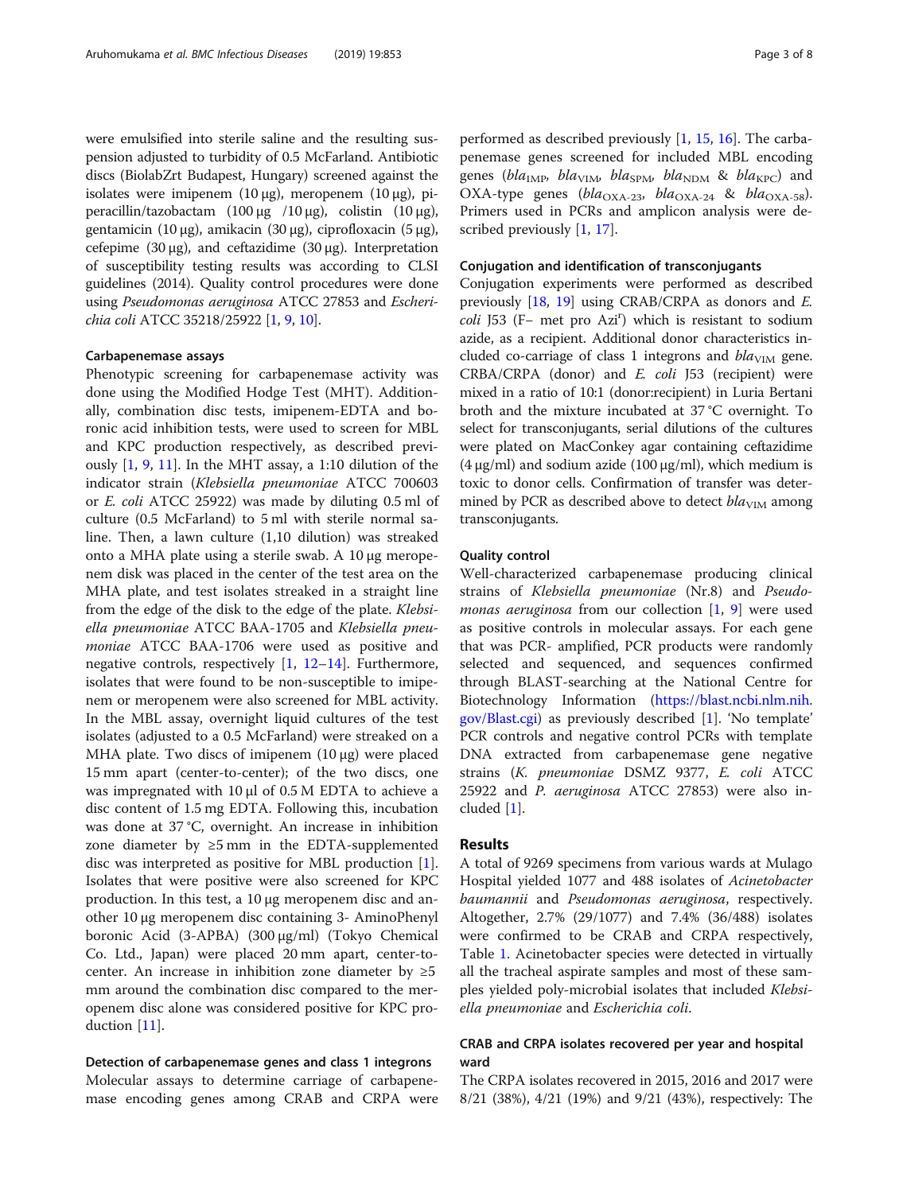were emulsified into sterile saline and the resulting suspension adjusted to turbidity of 0.5 McFarland. Antibiotic discs (BiolabZrt Budapest, Hungary) screened against the isolates were imipenem (10 μg), meropenem (10 μg), piperacillin/tazobactam (100 μg /10 μg), colistin (10 μg), gentamicin (10 μg), amikacin (30 μg), ciprofloxacin (5 μg), cefepime (30 μg), and ceftazidime (30 μg). Interpretation of susceptibility testing results was according to CLSI guidelines (2014). Quality control procedures were done using *Pseudomonas aeruginosa* ATCC 27853 and *Escherichia coli* ATCC 35218/25922 [1, 9, 10].

### Carbapenemase assays

Phenotypic screening for carbapenemase activity was done using the Modified Hodge Test (MHT). Additionally, combination disc tests, imipenem-EDTA and boronic acid inhibition tests, were used to screen for MBL and KPC production respectively, as described previously [1, 9, 11]. In the MHT assay, a 1:10 dilution of the indicator strain (*Klebsiella pneumoniae* ATCC 700603 or *E. coli* ATCC 25922) was made by diluting 0.5 ml of culture (0.5 McFarland) to 5 ml with sterile normal saline. Then, a lawn culture (1,10 dilution) was streaked onto a MHA plate using a sterile swab. A 10 μg meropenem disk was placed in the center of the test area on the MHA plate, and test isolates streaked in a straight line from the edge of the disk to the edge of the plate. *Klebsiella pneumoniae* ATCC BAA-1705 and *Klebsiella pneumoniae* ATCC BAA-1706 were used as positive and negative controls, respectively [1, 12–14]. Furthermore, isolates that were found to be non-susceptible to imipenem or meropenem were also screened for MBL activity. In the MBL assay, overnight liquid cultures of the test isolates (adjusted to a 0.5 McFarland) were streaked on a MHA plate. Two discs of imipenem (10 μg) were placed 15 mm apart (center-to-center); of the two discs, one was impregnated with 10 μl of 0.5 M EDTA to achieve a disc content of 1.5 mg EDTA. Following this, incubation was done at 37 °C, overnight. An increase in inhibition zone diameter by ≥5 mm in the EDTA-supplemented disc was interpreted as positive for MBL production [1]. Isolates that were positive were also screened for KPC production. In this test, a 10 μg meropenem disc and another 10 μg meropenem disc containing 3- AminoPhenyl boronic Acid (3-APBA) (300 μg/ml) (Tokyo Chemical Co. Ltd., Japan) were placed 20 mm apart, center-to-center. An increase in inhibition zone diameter by ≥5 mm around the combination disc compared to the meropenem disc alone was considered positive for KPC production [11].

### Detection of carbapenemase genes and class 1 integrons

Molecular assays to determine carriage of carbapenemase encoding genes among CRAB and CRPA were performed as described previously [1, 15, 16]. The carbapenemase genes screened for included MBL encoding genes (*bla*$_{IMP}$, *bla*$_{VIM}$, *bla*$_{SPM}$, *bla*$_{NDM}$ & *bla*$_{KPC}$) and OXA-type genes (*bla*$_{OXA-23}$, *bla*$_{OXA-24}$ & *bla*$_{OXA-58}$). Primers used in PCRs and amplicon analysis were described previously [1, 17].

### Conjugation and identification of transconjugants

Conjugation experiments were performed as described previously [18, 19] using CRAB/CRPA as donors and *E. coli* J53 (F− met pro Azi$^r$) which is resistant to sodium azide, as a recipient. Additional donor characteristics included co-carriage of class 1 integrons and *bla*$_{VIM}$ gene. CRBA/CRPA (donor) and *E. coli* J53 (recipient) were mixed in a ratio of 10:1 (donor:recipient) in Luria Bertani broth and the mixture incubated at 37 °C overnight. To select for transconjugants, serial dilutions of the cultures were plated on MacConkey agar containing ceftazidime (4 μg/ml) and sodium azide (100 μg/ml), which medium is toxic to donor cells. Confirmation of transfer was determined by PCR as described above to detect *bla*$_{VIM}$ among transconjugants.

### Quality control

Well-characterized carbapenemase producing clinical strains of *Klebsiella pneumoniae* (Nr.8) and *Pseudomonas aeruginosa* from our collection [1, 9] were used as positive controls in molecular assays. For each gene that was PCR- amplified, PCR products were randomly selected and sequenced, and sequences confirmed through BLAST-searching at the National Centre for Biotechnology Information (https://blast.ncbi.nlm.nih.gov/Blast.cgi) as previously described [1]. 'No template' PCR controls and negative control PCRs with template DNA extracted from carbapenemase gene negative strains (*K. pneumoniae* DSMZ 9377, *E. coli* ATCC 25922 and *P. aeruginosa* ATCC 27853) were also included [1].

## Results

A total of 9269 specimens from various wards at Mulago Hospital yielded 1077 and 488 isolates of *Acinetobacter baumannii* and *Pseudomonas aeruginosa*, respectively. Altogether, 2.7% (29/1077) and 7.4% (36/488) isolates were confirmed to be CRAB and CRPA respectively, Table 1. Acinetobacter species were detected in virtually all the tracheal aspirate samples and most of these samples yielded poly-microbial isolates that included *Klebsiella pneumoniae* and *Escherichia coli*.

### CRAB and CRPA isolates recovered per year and hospital ward

The CRPA isolates recovered in 2015, 2016 and 2017 were 8/21 (38%), 4/21 (19%) and 9/21 (43%), respectively: The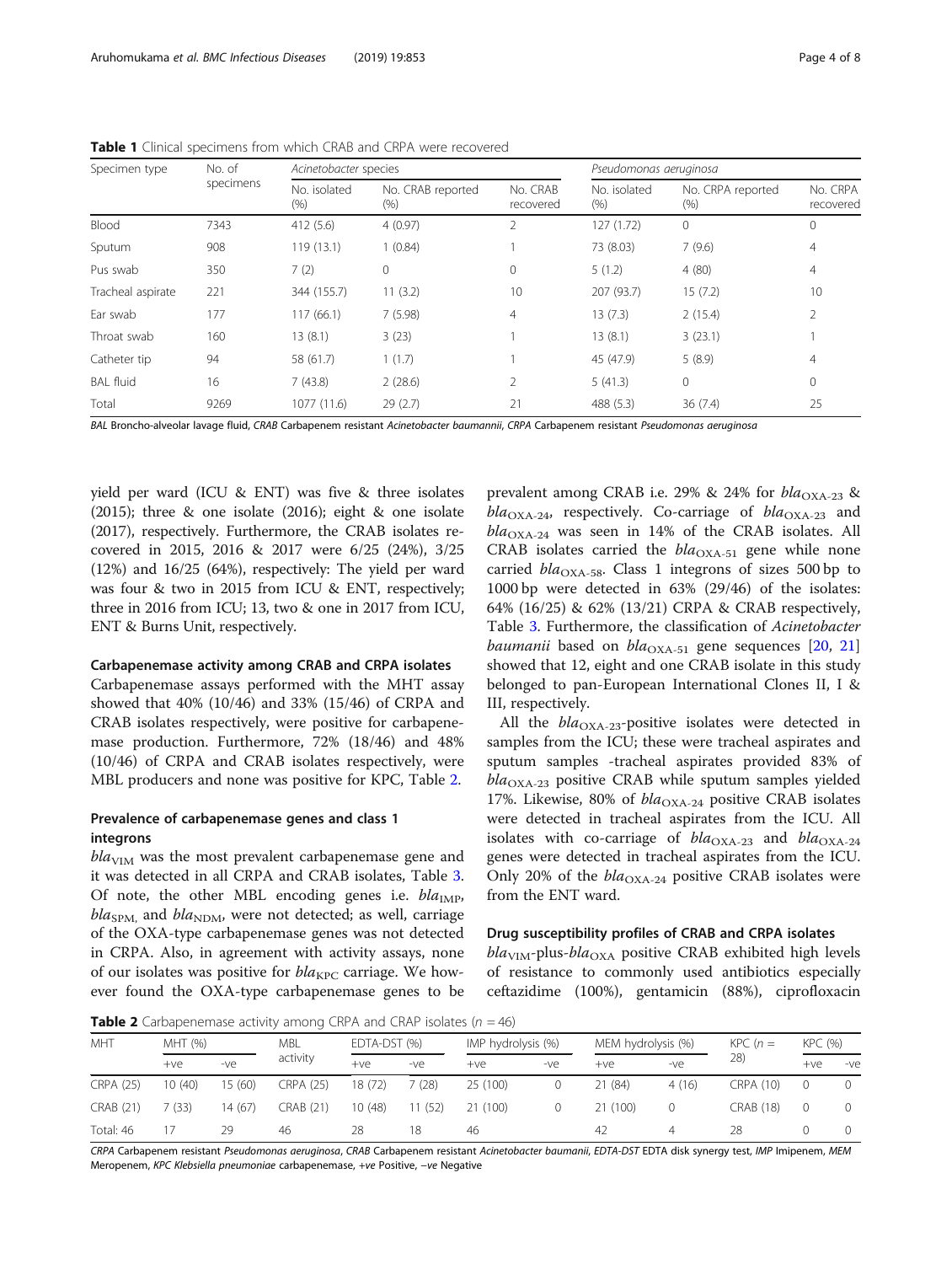**Table 1** Clinical specimens from which CRAB and CRPA were recovered

| Specimen type | No. of specimens | *Acinetobacter species* | | | *Pseudomonas aeruginosa* | | |
|---|---|---|---|---|---|---|---|
| | | No. isolated (%) | No. CRAB reported (%) | No. CRAB recovered | No. isolated (%) | No. CRPA reported (%) | No. CRPA recovered |
| Blood | 7343 | 412 (5.6) | 4 (0.97) | 2 | 127 (1.72) | 0 | 0 |
| Sputum | 908 | 119 (13.1) | 1 (0.84) | 1 | 73 (8.03) | 7 (9.6) | 4 |
| Pus swab | 350 | 7 (2) | 0 | 0 | 5 (1.2) | 4 (80) | 4 |
| Tracheal aspirate | 221 | 344 (155.7) | 11 (3.2) | 10 | 207 (93.7) | 15 (7.2) | 10 |
| Ear swab | 177 | 117 (66.1) | 7 (5.98) | 4 | 13 (7.3) | 2 (15.4) | 2 |
| Throat swab | 160 | 13 (8.1) | 3 (23) | 1 | 13 (8.1) | 3 (23.1) | 1 |
| Catheter tip | 94 | 58 (61.7) | 1 (1.7) | 1 | 45 (47.9) | 5 (8.9) | 4 |
| BAL fluid | 16 | 7 (43.8) | 2 (28.6) | 2 | 5 (41.3) | 0 | 0 |
| Total | 9269 | 1077 (11.6) | 29 (2.7) | 21 | 488 (5.3) | 36 (7.4) | 25 |

*BAL* Broncho-alveolar lavage fluid, *CRAB* Carbapenem resistant *Acinetobacter baumannii*, *CRPA* Carbapenem resistant *Pseudomonas aeruginosa*

yield per ward (ICU & ENT) was five & three isolates (2015); three & one isolate (2016); eight & one isolate (2017), respectively. Furthermore, the CRAB isolates recovered in 2015, 2016 & 2017 were 6/25 (24%), 3/25 (12%) and 16/25 (64%), respectively: The yield per ward was four & two in 2015 from ICU & ENT, respectively; three in 2016 from ICU; 13, two & one in 2017 from ICU, ENT & Burns Unit, respectively.

### Carbapenemase activity among CRAB and CRPA isolates

Carbapenemase assays performed with the MHT assay showed that 40% (10/46) and 33% (15/46) of CRPA and CRAB isolates respectively, were positive for carbapenemase production. Furthermore, 72% (18/46) and 48% (10/46) of CRPA and CRAB isolates respectively, were MBL producers and none was positive for KPC, Table 2.

### Prevalence of carbapenemase genes and class 1 integrons

$bla_{VIM}$ was the most prevalent carbapenemase gene and it was detected in all CRPA and CRAB isolates, Table 3. Of note, the other MBL encoding genes i.e. $bla_{IMP}$, $bla_{SPM,}$ and $bla_{NDM}$, were not detected; as well, carriage of the OXA-type carbapenemase genes was not detected in CRPA. Also, in agreement with activity assays, none of our isolates was positive for $bla_{KPC}$ carriage. We however found the OXA-type carbapenemase genes to be prevalent among CRAB i.e. 29% & 24% for $bla_{OXA-23}$ & $bla_{OXA-24}$, respectively. Co-carriage of $bla_{OXA-23}$ and $bla_{OXA-24}$ was seen in 14% of the CRAB isolates. All CRAB isolates carried the $bla_{OXA-51}$ gene while none carried $bla_{OXA-58}$. Class 1 integrons of sizes 500 bp to 1000 bp were detected in 63% (29/46) of the isolates: 64% (16/25) & 62% (13/21) CRPA & CRAB respectively, Table 3. Furthermore, the classification of *Acinetobacter baumannii* based on $bla_{OXA-51}$ gene sequences [20, 21] showed that 12, eight and one CRAB isolate in this study belonged to pan-European International Clones II, I & III, respectively.

All the $bla_{OXA-23}$-positive isolates were detected in samples from the ICU; these were tracheal aspirates and sputum samples -tracheal aspirates provided 83% of $bla_{OXA-23}$ positive CRAB while sputum samples yielded 17%. Likewise, 80% of $bla_{OXA-24}$ positive CRAB isolates were detected in tracheal aspirates from the ICU. All isolates with co-carriage of $bla_{OXA-23}$ and $bla_{OXA-24}$ genes were detected in tracheal aspirates from the ICU. Only 20% of the $bla_{OXA-24}$ positive CRAB isolates were from the ENT ward.

### Drug susceptibility profiles of CRAB and CRPA isolates

$bla_{VIM}$-plus-$bla_{OXA}$ positive CRAB exhibited high levels of resistance to commonly used antibiotics especially ceftazidime (100%), gentamicin (88%), ciprofloxacin

**Table 2** Carbapenemase activity among CRPA and CRAP isolates (*n* = 46)

| MHT | MHT (%) | | MBL activity | EDTA-DST (%) | | IMP hydrolysis (%) | | MEM hydrolysis (%) | | KPC (*n* = 28) | KPC (%) | |
|---|---|---|---|---|---|---|---|---|---|---|---|---|
| | +ve | -ve | | +ve | -ve | +ve | -ve | +ve | -ve | | +ve | -ve |
| CRPA (25) | 10 (40) | 15 (60) | CRPA (25) | 18 (72) | 7 (28) | 25 (100) | 0 | 21 (84) | 4 (16) | CRPA (10) | 0 | 0 |
| CRAB (21) | 7 (33) | 14 (67) | CRAB (21) | 10 (48) | 11 (52) | 21 (100) | 0 | 21 (100) | 0 | CRAB (18) | 0 | 0 |
| Total: 46 | 17 | 29 | 46 | 28 | 18 | 46 | | 42 | 4 | 28 | 0 | 0 |

*CRPA* Carbapenem resistant *Pseudomonas aeruginosa*, *CRAB* Carbapenem resistant *Acinetobacter baumannii*, *EDTA-DST* EDTA disk synergy test, *IMP* Imipenem, *MEM* Meropenem, *KPC Klebsiella pneumoniae* carbapenemase, +ve Positive, −ve Negative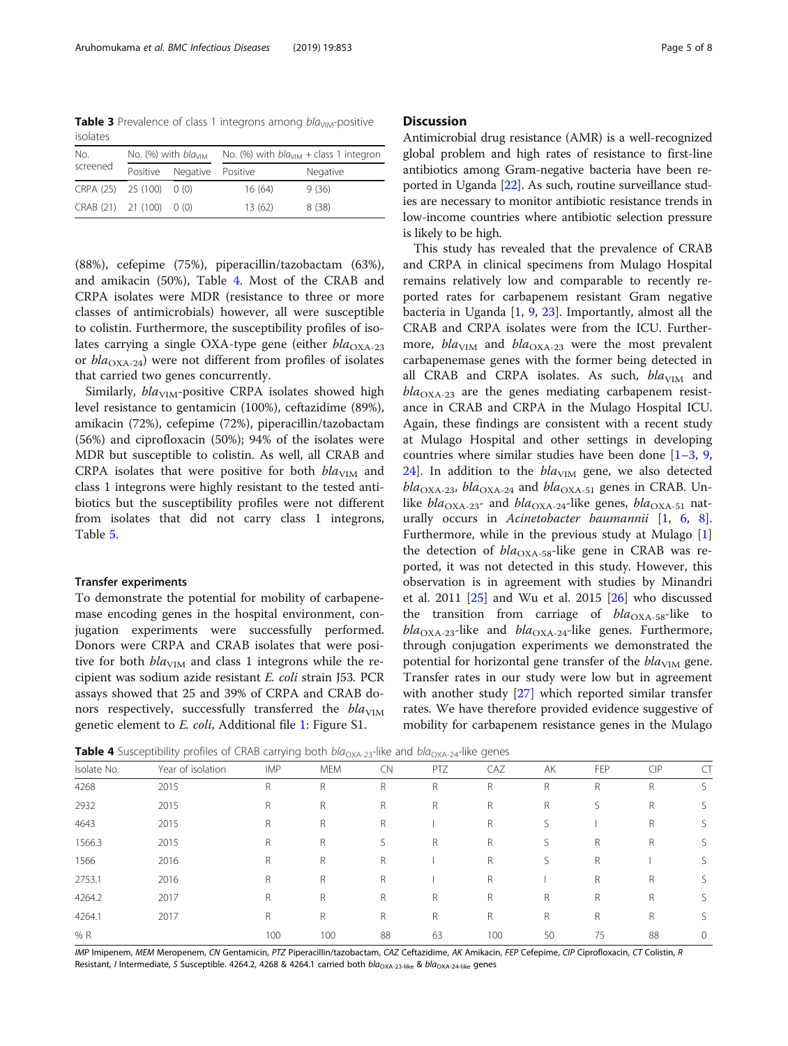**Table 3** Prevalence of class 1 integrons among $bla_{VIM}$-positive isolates

| No. screened | No. (%) with $bla_{VIM}$ | | No. (%) with $bla_{VIM}$ + class 1 integron | |
|---|---|---|---|---|
| | Positive | Negative | Positive | Negative |
| CRPA (25) | 25 (100) | 0 (0) | 16 (64) | 9 (36) |
| CRAB (21) | 21 (100) | 0 (0) | 13 (62) | 8 (38) |

(88%), cefepime (75%), piperacillin/tazobactam (63%), and amikacin (50%), Table 4. Most of the CRAB and CRPA isolates were MDR (resistance to three or more classes of antimicrobials) however, all were susceptible to colistin. Furthermore, the susceptibility profiles of isolates carrying a single OXA-type gene (either $bla_{OXA-23}$ or $bla_{OXA-24}$) were not different from profiles of isolates that carried two genes concurrently.

Similarly, $bla_{VIM}$-positive CRPA isolates showed high level resistance to gentamicin (100%), ceftazidime (89%), amikacin (72%), cefepime (72%), piperacillin/tazobactam (56%) and ciprofloxacin (50%); 94% of the isolates were MDR but susceptible to colistin. As well, all CRAB and CRPA isolates that were positive for both $bla_{VIM}$ and class 1 integrons were highly resistant to the tested antibiotics but the susceptibility profiles were not different from isolates that did not carry class 1 integrons, Table 5.

### Transfer experiments

To demonstrate the potential for mobility of carbapenemase encoding genes in the hospital environment, conjugation experiments were successfully performed. Donors were CRPA and CRAB isolates that were positive for both $bla_{VIM}$ and class 1 integrons while the recipient was sodium azide resistant *E. coli* strain J53. PCR assays showed that 25 and 39% of CRPA and CRAB donors respectively, successfully transferred the $bla_{VIM}$ genetic element to *E. coli*, Additional file 1: Figure S1.

## Discussion

Antimicrobial drug resistance (AMR) is a well-recognized global problem and high rates of resistance to first-line antibiotics among Gram-negative bacteria have been reported in Uganda [22]. As such, routine surveillance studies are necessary to monitor antibiotic resistance trends in low-income countries where antibiotic selection pressure is likely to be high.

This study has revealed that the prevalence of CRAB and CRPA in clinical specimens from Mulago Hospital remains relatively low and comparable to recently reported rates for carbapenem resistant Gram negative bacteria in Uganda [1, 9, 23]. Importantly, almost all the CRAB and CRPA isolates were from the ICU. Furthermore, $bla_{VIM}$ and $bla_{OXA-23}$ were the most prevalent carbapenemase genes with the former being detected in all CRAB and CRPA isolates. As such, $bla_{VIM}$ and $bla_{OXA-23}$ are the genes mediating carbapenem resistance in CRAB and CRPA in the Mulago Hospital ICU. Again, these findings are consistent with a recent study at Mulago Hospital and other settings in developing countries where similar studies have been done [1–3, 9, 24]. In addition to the $bla_{VIM}$ gene, we also detected $bla_{OXA-23}$, $bla_{OXA-24}$ and $bla_{OXA-51}$ genes in CRAB. Unlike $bla_{OXA-23}$- and $bla_{OXA-24}$-like genes, $bla_{OXA-51}$ naturally occurs in *Acinetobacter baumannii* [1, 6, 8]. Furthermore, while in the previous study at Mulago [1] the detection of $bla_{OXA-58}$-like gene in CRAB was reported, it was not detected in this study. However, this observation is in agreement with studies by Minandri et al. 2011 [25] and Wu et al. 2015 [26] who discussed the transition from carriage of $bla_{OXA-58}$-like to $bla_{OXA-23}$-like and $bla_{OXA-24}$-like genes. Furthermore, through conjugation experiments we demonstrated the potential for horizontal gene transfer of the $bla_{VIM}$ gene. Transfer rates in our study were low but in agreement with another study [27] which reported similar transfer rates. We have therefore provided evidence suggestive of mobility for carbapenem resistance genes in the Mulago

**Table 4** Susceptibility profiles of CRAB carrying both $bla_{OXA-23}$-like and $bla_{OXA-24}$-like genes

| Isolate No. | Year of isolation | IMP | MEM | CN | PTZ | CAZ | AK | FEP | CIP | CT |
|---|---|---|---|---|---|---|---|---|---|---|
| 4268 | 2015 | R | R | R | R | R | R | R | R | S |
| 2932 | 2015 | R | R | R | R | R | R | S | R | S |
| 4643 | 2015 | R | R | R | I | R | S | I | R | S |
| 1566.3 | 2015 | R | R | S | R | R | S | R | R | S |
| 1566 | 2016 | R | R | R | I | R | S | R | I | S |
| 2753.1 | 2016 | R | R | R | I | R | I | R | R | S |
| 4264.2 | 2017 | R | R | R | R | R | R | R | R | S |
| 4264.1 | 2017 | R | R | R | R | R | R | R | R | S |
| % R | | 100 | 100 | 88 | 63 | 100 | 50 | 75 | 88 | 0 |

*IMP* Imipenem, *MEM* Meropenem, *CN* Gentamicin, *PTZ* Piperacillin/tazobactam, *CAZ* Ceftazidime, *AK* Amikacin, *FEP* Cefepime, *CIP* Ciprofloxacin, *CT* Colistin, *R* Resistant, *I* Intermediate, *S* Susceptible. 4264.2, 4268 & 4264.1 carried both $bla_{OXA-23-like}$ & $bla_{OXA-24-like}$ genes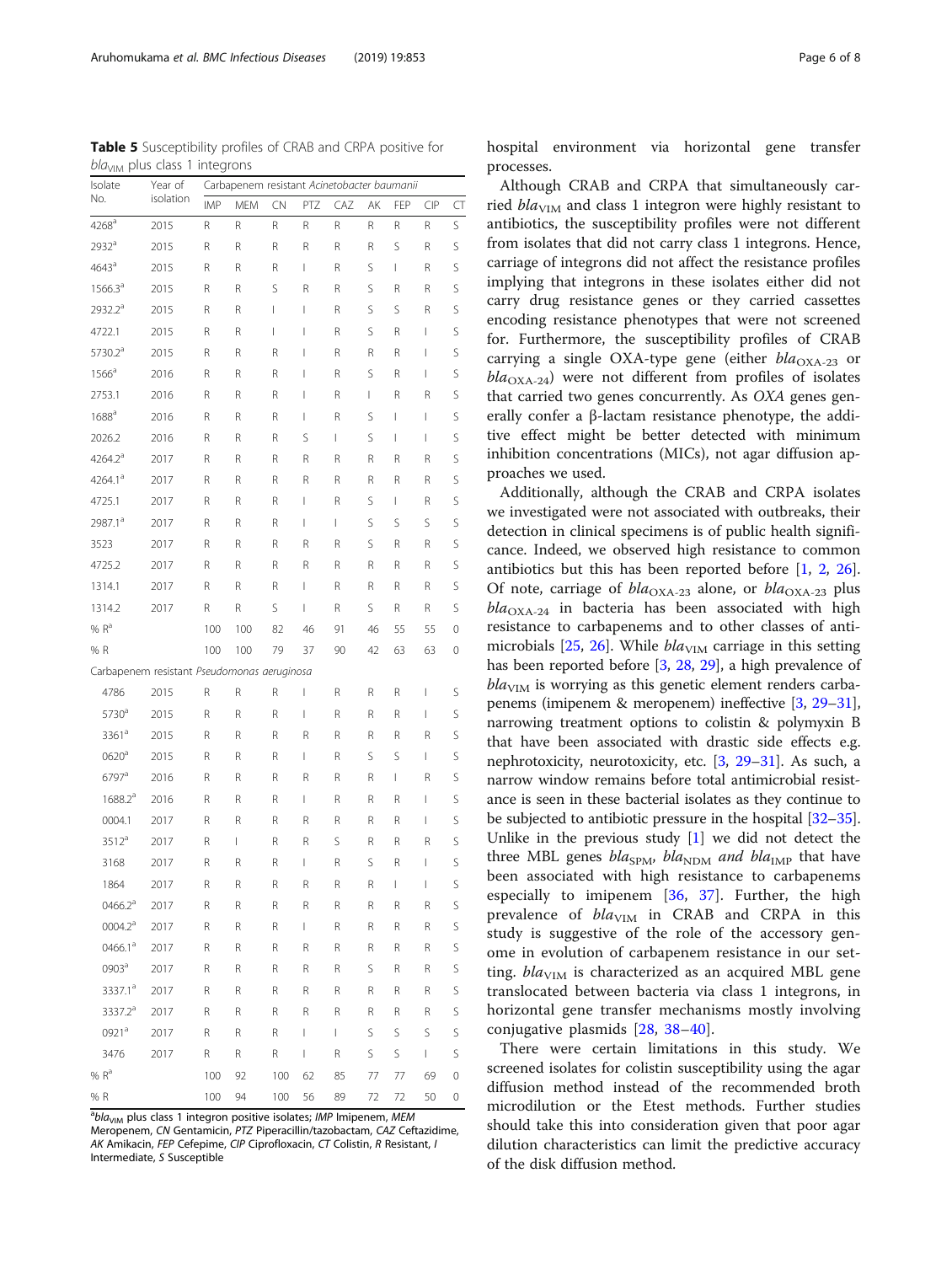**Table 5** Susceptibility profiles of CRAB and CRPA positive for $bla_{VIM}$ plus class 1 integrons

| Isolate No. | Year of isolation | Carbapenem resistant *Acinetobacter baumanii* | | | | | | | | |
|---|---|---|---|---|---|---|---|---|---|---|
| | | IMP | MEM | CN | PTZ | CAZ | AK | FEP | CIP | CT |
| 4268[a] | 2015 | R | R | R | R | R | R | R | R | S |
| 2932[a] | 2015 | R | R | R | R | R | R | S | R | S |
| 4643[a] | 2015 | R | R | R | I | R | S | I | R | S |
| 1566.3[a] | 2015 | R | R | S | R | R | S | R | R | S |
| 2932.2[a] | 2015 | R | R | I | I | R | S | S | R | S |
| 4722.1 | 2015 | R | R | I | I | R | S | R | I | S |
| 5730.2[a] | 2015 | R | R | R | I | R | R | R | I | S |
| 1566[a] | 2016 | R | R | R | I | R | S | R | I | S |
| 2753.1 | 2016 | R | R | R | I | R | I | R | R | S |
| 1688[a] | 2016 | R | R | R | I | R | S | I | I | S |
| 2026.2 | 2016 | R | R | R | S | I | S | I | I | S |
| 4264.2[a] | 2017 | R | R | R | R | R | R | R | R | S |
| 4264.1[a] | 2017 | R | R | R | R | R | R | R | R | S |
| 4725.1 | 2017 | R | R | R | I | R | S | I | R | S |
| 2987.1[a] | 2017 | R | R | R | I | I | S | S | S | S |
| 3523 | 2017 | R | R | R | R | R | S | R | R | S |
| 4725.2 | 2017 | R | R | R | R | R | R | R | R | S |
| 1314.1 | 2017 | R | R | R | I | R | R | R | R | S |
| 1314.2 | 2017 | R | R | S | I | R | S | R | R | S |
| % R[a] | | 100 | 100 | 82 | 46 | 91 | 46 | 55 | 55 | 0 |
| % R | | 100 | 100 | 79 | 37 | 90 | 42 | 63 | 63 | 0 |
| Carbapenem resistant *Pseudomonas aeruginosa* | | | | | | | | | | |
| 4786 | 2015 | R | R | R | I | R | R | R | I | S |
| 5730[a] | 2015 | R | R | R | I | R | R | R | I | S |
| 3361[a] | 2015 | R | R | R | R | R | R | R | R | S |
| 0620[a] | 2015 | R | R | R | I | R | S | S | I | S |
| 6797[a] | 2016 | R | R | R | R | R | R | I | R | S |
| 1688.2[a] | 2016 | R | R | R | I | R | R | R | I | S |
| 0004.1 | 2017 | R | R | R | R | R | R | R | I | S |
| 3512[a] | 2017 | R | I | R | R | S | R | R | R | S |
| 3168 | 2017 | R | R | R | I | R | S | R | I | S |
| 1864 | 2017 | R | R | R | R | R | R | I | I | S |
| 0466.2[a] | 2017 | R | R | R | R | R | R | R | R | S |
| 0004.2[a] | 2017 | R | R | R | I | R | R | R | R | S |
| 0466.1[a] | 2017 | R | R | R | R | R | R | R | R | S |
| 0903[a] | 2017 | R | R | R | R | R | S | R | R | S |
| 3337.1[a] | 2017 | R | R | R | R | R | R | R | R | S |
| 3337.2[a] | 2017 | R | R | R | R | R | R | R | R | S |
| 0921[a] | 2017 | R | R | R | I | I | S | S | S | S |
| 3476 | 2017 | R | R | R | I | R | S | S | I | S |
| % R[a] | | 100 | 92 | 100 | 62 | 85 | 77 | 77 | 69 | 0 |
| % R | | 100 | 94 | 100 | 56 | 89 | 72 | 72 | 50 | 0 |

[a]$bla_{VIM}$ plus class 1 integron positive isolates; *IMP* Imipenem, *MEM* Meropenem, *CN* Gentamicin, *PTZ* Piperacillin/tazobactam, *CAZ* Ceftazidime, *AK* Amikacin, *FEP* Cefepime, *CIP* Ciprofloxacin, *CT* Colistin, *R* Resistant, *I* Intermediate, *S* Susceptible

hospital environment via horizontal gene transfer processes.

Although CRAB and CRPA that simultaneously carried $bla_{VIM}$ and class 1 integron were highly resistant to antibiotics, the susceptibility profiles were not different from isolates that did not carry class 1 integrons. Hence, carriage of integrons did not affect the resistance profiles implying that integrons in these isolates either did not carry drug resistance genes or they carried cassettes encoding resistance phenotypes that were not screened for. Furthermore, the susceptibility profiles of CRAB carrying a single OXA-type gene (either $bla_{OXA-23}$ or $bla_{OXA-24}$) were not different from profiles of isolates that carried two genes concurrently. As *OXA* genes generally confer a β-lactam resistance phenotype, the additive effect might be better detected with minimum inhibition concentrations (MICs), not agar diffusion approaches we used.

Additionally, although the CRAB and CRPA isolates we investigated were not associated with outbreaks, their detection in clinical specimens is of public health significance. Indeed, we observed high resistance to common antibiotics but this has been reported before [1, 2, 26]. Of note, carriage of $bla_{OXA-23}$ alone, or $bla_{OXA-23}$ plus $bla_{OXA-24}$ in bacteria has been associated with high resistance to carbapenems and to other classes of antimicrobials [25, 26]. While $bla_{VIM}$ carriage in this setting has been reported before [3, 28, 29], a high prevalence of $bla_{VIM}$ is worrying as this genetic element renders carbapenems (imipenem & meropenem) ineffective [3, 29–31], narrowing treatment options to colistin & polymyxin B that have been associated with drastic side effects e.g. nephrotoxicity, neurotoxicity, etc. [3, 29–31]. As such, a narrow window remains before total antimicrobial resistance is seen in these bacterial isolates as they continue to be subjected to antibiotic pressure in the hospital [32–35]. Unlike in the previous study [1] we did not detect the three MBL genes $bla_{SPM}$, $bla_{NDM}$ *and* $bla_{IMP}$ that have been associated with high resistance to carbapenems especially to imipenem [36, 37]. Further, the high prevalence of $bla_{VIM}$ in CRAB and CRPA in this study is suggestive of the role of the accessory genome in evolution of carbapenem resistance in our setting. $bla_{VIM}$ is characterized as an acquired MBL gene translocated between bacteria via class 1 integrons, in horizontal gene transfer mechanisms mostly involving conjugative plasmids [28, 38–40].

There were certain limitations in this study. We screened isolates for colistin susceptibility using the agar diffusion method instead of the recommended broth microdilution or the Etest methods. Further studies should take this into consideration given that poor agar dilution characteristics can limit the predictive accuracy of the disk diffusion method.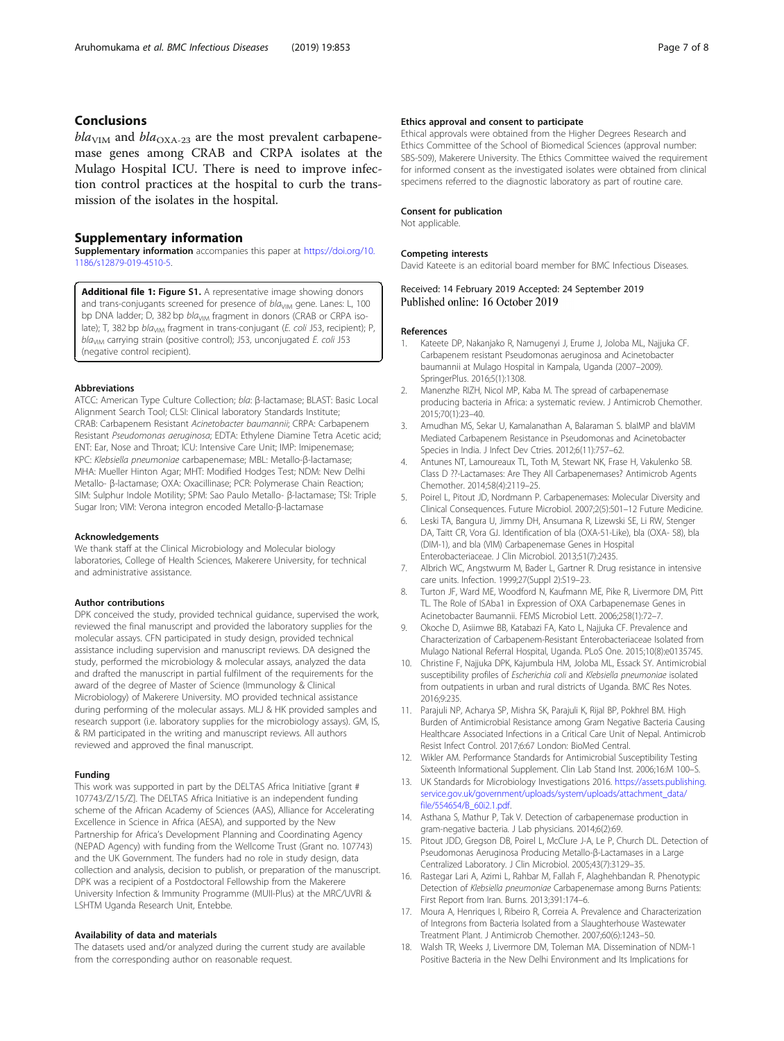## Conclusions

*bla*$_{VIM}$ and *bla*$_{OXA-23}$ are the most prevalent carbapenemase genes among CRAB and CRPA isolates at the Mulago Hospital ICU. There is need to improve infection control practices at the hospital to curb the transmission of the isolates in the hospital.

## Supplementary information

**Supplementary information** accompanies this paper at https://doi.org/10.1186/s12879-019-4510-5.

**Additional file 1: Figure S1.** A representative image showing donors and trans-conjugants screened for presence of *bla*$_{VIM}$ gene. Lanes: L, 100 bp DNA ladder; D, 382 bp *bla*$_{VIM}$ fragment in donors (CRAB or CRPA isolate); T, 382 bp *bla*$_{VIM}$ fragment in trans-conjugant (*E. coli* J53, recipient); P, *bla*$_{VIM}$ carrying strain (positive control); J53, unconjugated *E. coli* J53 (negative control recipient).

### Abbreviations

ATCC: American Type Culture Collection; *bla*: β-lactamase; BLAST: Basic Local Alignment Search Tool; CLSI: Clinical laboratory Standards Institute; CRAB: Carbapenem Resistant *Acinetobacter baumannii*; CRPA: Carbapenem Resistant *Pseudomonas aeruginosa*; EDTA: Ethylene Diamine Tetra Acetic acid; ENT: Ear, Nose and Throat; ICU: Intensive Care Unit; IMP: Imipenemase; KPC: *Klebsiella pneumoniae* carbapenemase; MBL: Metallo-β-lactamase; MHA: Mueller Hinton Agar; MHT: Modified Hodges Test; NDM: New Delhi Metallo- β-lactamase; OXA: Oxacillinase; PCR: Polymerase Chain Reaction; SIM: Sulphur Indole Motility; SPM: Sao Paulo Metallo- β-lactamase; TSI: Triple Sugar Iron; VIM: Verona integron encoded Metallo-β-lactamase

### Acknowledgements

We thank staff at the Clinical Microbiology and Molecular biology laboratories, College of Health Sciences, Makerere University, for technical and administrative assistance.

### Author contributions

DPK conceived the study, provided technical guidance, supervised the work, reviewed the final manuscript and provided the laboratory supplies for the molecular assays. CFN participated in study design, provided technical assistance including supervision and manuscript reviews. DA designed the study, performed the microbiology & molecular assays, analyzed the data and drafted the manuscript in partial fulfilment of the requirements for the award of the degree of Master of Science (Immunology & Clinical Microbiology) of Makerere University. MO provided technical assistance during performing of the molecular assays. MLJ & HK provided samples and research support (i.e. laboratory supplies for the microbiology assays). GM, IS, & RM participated in the writing and manuscript reviews. All authors reviewed and approved the final manuscript.

### Funding

This work was supported in part by the DELTAS Africa Initiative [grant # 107743/Z/15/Z]. The DELTAS Africa Initiative is an independent funding scheme of the African Academy of Sciences (AAS), Alliance for Accelerating Excellence in Science in Africa (AESA), and supported by the New Partnership for Africa's Development Planning and Coordinating Agency (NEPAD Agency) with funding from the Wellcome Trust (Grant no. 107743) and the UK Government. The funders had no role in study design, data collection and analysis, decision to publish, or preparation of the manuscript. DPK was a recipient of a Postdoctoral Fellowship from the Makerere University Infection & Immunity Programme (MUII-Plus) at the MRC/UVRI & LSHTM Uganda Research Unit, Entebbe.

### Availability of data and materials

The datasets used and/or analyzed during the current study are available from the corresponding author on reasonable request.

### Ethics approval and consent to participate

Ethical approvals were obtained from the Higher Degrees Research and Ethics Committee of the School of Biomedical Sciences (approval number: SBS-509), Makerere University. The Ethics Committee waived the requirement for informed consent as the investigated isolates were obtained from clinical specimens referred to the diagnostic laboratory as part of routine care.

### Consent for publication

Not applicable.

### Competing interests

David Kateete is an editorial board member for BMC Infectious Diseases.

Received: 14 February 2019 Accepted: 24 September 2019
Published online: 16 October 2019

### References

1. Kateete DP, Nakanjako R, Namugenyi J, Erume J, Joloba ML, Najjuka CF. Carbapenem resistant Pseudomonas aeruginosa and Acinetobacter baumannii at Mulago Hospital in Kampala, Uganda (2007–2009). SpringerPlus. 2016;5(1):1308.
2. Manenzhe RIZH, Nicol MP, Kaba M. The spread of carbapenemase producing bacteria in Africa: a systematic review. J Antimicrob Chemother. 2015;70(1):23–40.
3. Amudhan MS, Sekar U, Kamalanathan A, Balaraman S. blaIMP and blaVIM Mediated Carbapenem Resistance in Pseudomonas and Acinetobacter Species in India. J Infect Dev Ctries. 2012;6(11):757–62.
4. Antunes NT, Lamoureaux TL, Toth M, Stewart NK, Frase H, Vakulenko SB. Class D ??-Lactamases: Are They All Carbapenemases? Antimicrob Agents Chemother. 2014;58(4):2119–25.
5. Poirel L, Pitout JD, Nordmann P. Carbapenemases: Molecular Diversity and Clinical Consequences. Future Microbiol. 2007;2(5):501–12 Future Medicine.
6. Leski TA, Bangura U, Jimmy DH, Ansumana R, Lizewski SE, Li RW, Stenger DA, Taitt CR, Vora GJ. Identification of bla (OXA-51-Like), bla (OXA- 58), bla (DIM-1), and bla (VIM) Carbapenemase Genes in Hospital Enterobacteriaceae. J Clin Microbiol. 2013;51(7):2435.
7. Albrich WC, Angstwurm M, Bader L, Gartner R. Drug resistance in intensive care units. Infection. 1999;27(Suppl 2):S19–23.
8. Turton JF, Ward ME, Woodford N, Kaufmann ME, Pike R, Livermore DM, Pitt TL. The Role of ISAba1 in Expression of OXA Carbapenemase Genes in Acinetobacter Baumannii. FEMS Microbiol Lett. 2006;258(1):72–7.
9. Okoche D, Asiimwe BB, Katabazi FA, Kato L, Najjuka CF. Prevalence and Characterization of Carbapenem-Resistant Enterobacteriaceae Isolated from Mulago National Referral Hospital, Uganda. PLoS One. 2015;10(8):e0135745.
10. Christine F, Najjuka DPK, Kajumbula HM, Joloba ML, Essack SY. Antimicrobial susceptibility profiles of *Escherichia coli* and *Klebsiella pneumoniae* isolated from outpatients in urban and rural districts of Uganda. BMC Res Notes. 2016;9:235.
11. Parajuli NP, Acharya SP, Mishra SK, Parajuli K, Rijal BP, Pokhrel BM. High Burden of Antimicrobial Resistance among Gram Negative Bacteria Causing Healthcare Associated Infections in a Critical Care Unit of Nepal. Antimicrob Resist Infect Control. 2017;6:67 London: BioMed Central.
12. Wikler AM. Performance Standards for Antimicrobial Susceptibility Testing Sixteenth Informational Supplement. Clin Lab Stand Inst. 2006;16:M 100–S.
13. UK Standards for Microbiology Investigations 2016. https://assets.publishing.service.gov.uk/government/uploads/system/uploads/attachment_data/file/554654/B_60i2.1.pdf.
14. Asthana S, Mathur P, Tak V. Detection of carbapenemase production in gram-negative bacteria. J Lab physicians. 2014;6(2):69.
15. Pitout JDD, Gregson DB, Poirel L, McClure J-A, Le P, Church DL. Detection of Pseudomonas Aeruginosa Producing Metallo-β-Lactamases in a Large Centralized Laboratory. J Clin Microbiol. 2005;43(7):3129–35.
16. Rastegar Lari A, Azimi L, Rahbar M, Fallah F, Alaghehbandan R. Phenotypic Detection of *Klebsiella pneumoniae* Carbapenemase among Burns Patients: First Report from Iran. Burns. 2013;391:174–6.
17. Moura A, Henriques I, Ribeiro R, Correia A. Prevalence and Characterization of Integrons from Bacteria Isolated from a Slaughterhouse Wastewater Treatment Plant. J Antimicrob Chemother. 2007;60(6):1243–50.
18. Walsh TR, Weeks J, Livermore DM, Toleman MA. Dissemination of NDM-1 Positive Bacteria in the New Delhi Environment and Its Implications for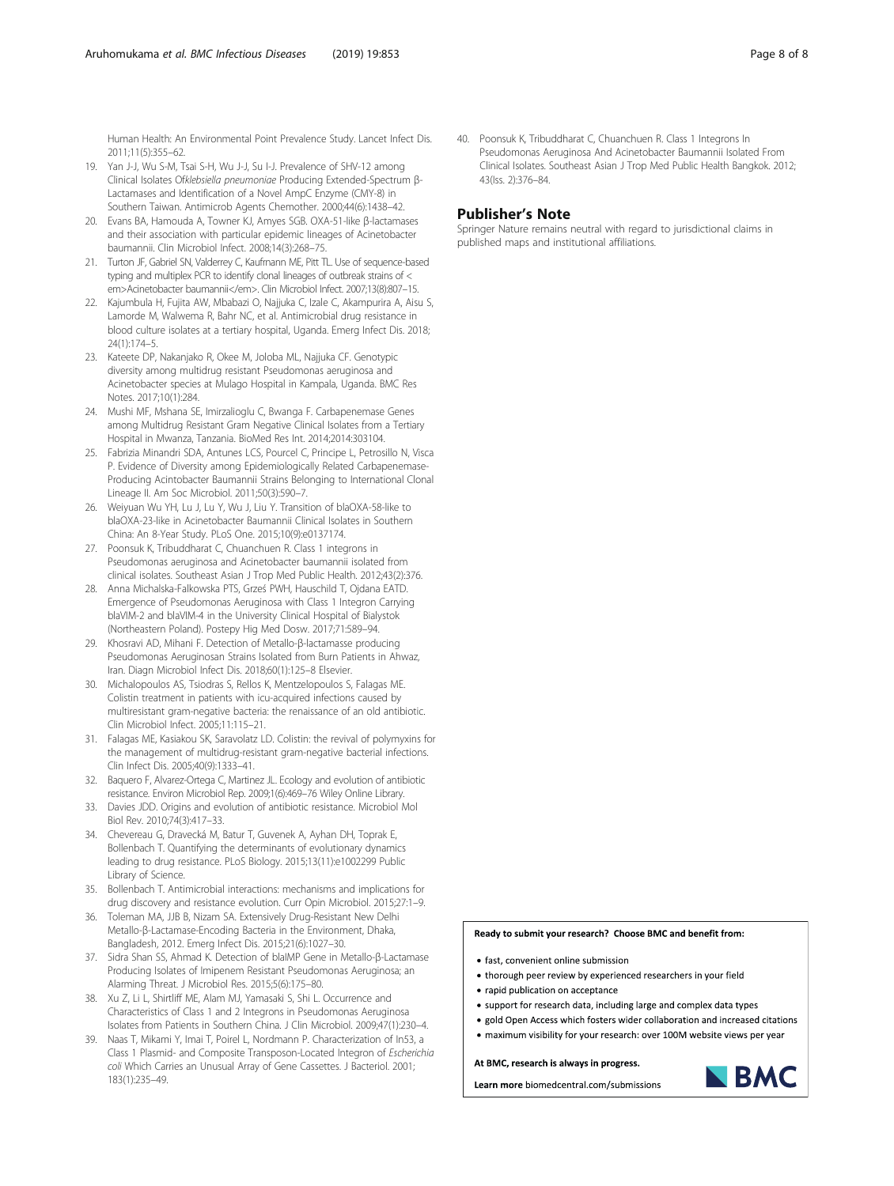Human Health: An Environmental Point Prevalence Study. Lancet Infect Dis. 2011;11(5):355–62.

19. Yan J-J, Wu S-M, Tsai S-H, Wu J-J, Su I-J. Prevalence of SHV-12 among Clinical Isolates Of*klebsiella pneumoniae* Producing Extended-Spectrum β-Lactamases and Identification of a Novel AmpC Enzyme (CMY-8) in Southern Taiwan. Antimicrob Agents Chemother. 2000;44(6):1438–42.
20. Evans BA, Hamouda A, Towner KJ, Amyes SGB. OXA-51-like β-lactamases and their association with particular epidemic lineages of Acinetobacter baumannii. Clin Microbiol Infect. 2008;14(3):268–75.
21. Turton JF, Gabriel SN, Valderrey C, Kaufmann ME, Pitt TL. Use of sequence-based typing and multiplex PCR to identify clonal lineages of outbreak strains of < em>Acinetobacter baumannii</em>. Clin Microbiol Infect. 2007;13(8):807–15.
22. Kajumbula H, Fujita AW, Mbabazi O, Najjuka C, Izale C, Akampurira A, Aisu S, Lamorde M, Walwema R, Bahr NC, et al. Antimicrobial drug resistance in blood culture isolates at a tertiary hospital, Uganda. Emerg Infect Dis. 2018; 24(1):174–5.
23. Kateete DP, Nakanjako R, Okee M, Joloba ML, Najjuka CF. Genotypic diversity among multidrug resistant Pseudomonas aeruginosa and Acinetobacter species at Mulago Hospital in Kampala, Uganda. BMC Res Notes. 2017;10(1):284.
24. Mushi MF, Mshana SE, Imirzalioglu C, Bwanga F. Carbapenemase Genes among Multidrug Resistant Gram Negative Clinical Isolates from a Tertiary Hospital in Mwanza, Tanzania. BioMed Res Int. 2014;2014:303104.
25. Fabrizia Minandri SDA, Antunes LCS, Pourcel C, Principe L, Petrosillo N, Visca P. Evidence of Diversity among Epidemiologically Related Carbapenemase-Producing Acintobacter Baumannii Strains Belonging to International Clonal Lineage II. Am Soc Microbiol. 2011;50(3):590–7.
26. Weiyuan Wu YH, Lu J, Lu Y, Wu J, Liu Y. Transition of blaOXA-58-like to blaOXA-23-like in Acinetobacter Baumannii Clinical Isolates in Southern China: An 8-Year Study. PLoS One. 2015;10(9):e0137174.
27. Poonsuk K, Tribuddharat C, Chuanchuen R. Class 1 integrons in Pseudomonas aeruginosa and Acinetobacter baumannii isolated from clinical isolates. Southeast Asian J Trop Med Public Health. 2012;43(2):376.
28. Anna Michalska-Falkowska PTS, Grześ PWH, Hauschild T, Ojdana EATD. Emergence of Pseudomonas Aeruginosa with Class 1 Integron Carrying blaVIM-2 and blaVIM-4 in the University Clinical Hospital of Bialystok (Northeastern Poland). Postepy Hig Med Dosw. 2017;71:589–94.
29. Khosravi AD, Mihani F. Detection of Metallo-β-lactamasse producing Pseudomonas Aeruginosan Strains Isolated from Burn Patients in Ahwaz, Iran. Diagn Microbiol Infect Dis. 2018;60(1):125–8 Elsevier.
30. Michalopoulos AS, Tsiodras S, Rellos K, Mentzelopoulos S, Falagas ME. Colistin treatment in patients with icu-acquired infections caused by multiresistant gram-negative bacteria: the renaissance of an old antibiotic. Clin Microbiol Infect. 2005;11:115–21.
31. Falagas ME, Kasiakou SK, Saravolatz LD. Colistin: the revival of polymyxins for the management of multidrug-resistant gram-negative bacterial infections. Clin Infect Dis. 2005;40(9):1333–41.
32. Baquero F, Alvarez-Ortega C, Martinez JL. Ecology and evolution of antibiotic resistance. Environ Microbiol Rep. 2009;1(6):469–76 Wiley Online Library.
33. Davies JDD. Origins and evolution of antibiotic resistance. Microbiol Mol Biol Rev. 2010;74(3):417–33.
34. Chevereau G, Dravecká M, Batur T, Guvenek A, Ayhan DH, Toprak E, Bollenbach T. Quantifying the determinants of evolutionary dynamics leading to drug resistance. PLoS Biology. 2015;13(11):e1002299 Public Library of Science.
35. Bollenbach T. Antimicrobial interactions: mechanisms and implications for drug discovery and resistance evolution. Curr Opin Microbiol. 2015;27:1–9.
36. Toleman MA, JJB B, Nizam SA. Extensively Drug-Resistant New Delhi Metallo-β-Lactamase-Encoding Bacteria in the Environment, Dhaka, Bangladesh, 2012. Emerg Infect Dis. 2015;21(6):1027–30.
37. Sidra Shan SS, Ahmad K. Detection of blaIMP Gene in Metallo-β-Lactamase Producing Isolates of Imipenem Resistant Pseudomonas Aeruginosa; an Alarming Threat. J Microbiol Res. 2015;5(6):175–80.
38. Xu Z, Li L, Shirtliff ME, Alam MJ, Yamasaki S, Shi L. Occurrence and Characteristics of Class 1 and 2 Integrons in Pseudomonas Aeruginosa Isolates from Patients in Southern China. J Clin Microbiol. 2009;47(1):230–4.
39. Naas T, Mikami Y, Imai T, Poirel L, Nordmann P. Characterization of In53, a Class 1 Plasmid- and Composite Transposon-Located Integron of *Escherichia coli* Which Carries an Unusual Array of Gene Cassettes. J Bacteriol. 2001; 183(1):235–49.
40. Poonsuk K, Tribuddharat C, Chuanchuen R. Class 1 Integrons In Pseudomonas Aeruginosa And Acinetobacter Baumannii Isolated From Clinical Isolates. Southeast Asian J Trop Med Public Health Bangkok. 2012; 43(Iss. 2):376–84.

## Publisher's Note

Springer Nature remains neutral with regard to jurisdictional claims in published maps and institutional affiliations.

**Ready to submit your research? Choose BMC and benefit from:**

- fast, convenient online submission
- thorough peer review by experienced researchers in your field
- rapid publication on acceptance
- support for research data, including large and complex data types
- gold Open Access which fosters wider collaboration and increased citations
- maximum visibility for your research: over 100M website views per year

**At BMC, research is always in progress.**

**Learn more** biomedcentral.com/submissions

BMC